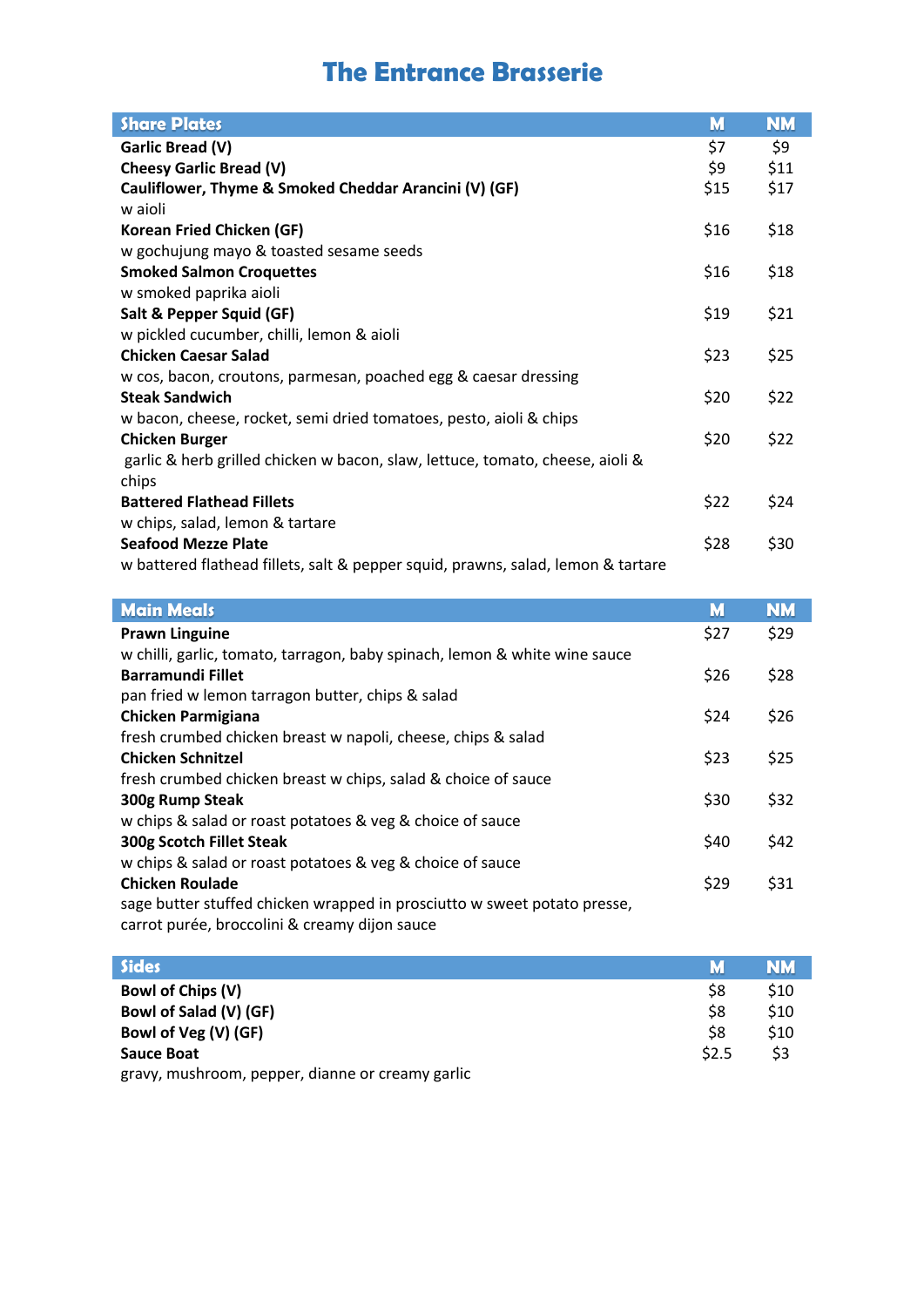# The Entrance Brasserie

| Share Plates | M | NM |
|---|---|---|
| **Garlic Bread (V)** | $7 | $9 |
| **Cheesy Garlic Bread (V)** | $9 | $11 |
| **Cauliflower, Thyme & Smoked Cheddar Arancini (V) (GF)**<br>w aioli | $15 | $17 |
| **Korean Fried Chicken (GF)**<br>w gochujung mayo & toasted sesame seeds | $16 | $18 |
| **Smoked Salmon Croquettes**<br>w smoked paprika aioli | $16 | $18 |
| **Salt & Pepper Squid (GF)**<br>w pickled cucumber, chilli, lemon & aioli | $19 | $21 |
| **Chicken Caesar Salad**<br>w cos, bacon, croutons, parmesan, poached egg & caesar dressing | $23 | $25 |
| **Steak Sandwich**<br>w bacon, cheese, rocket, semi dried tomatoes, pesto, aioli & chips | $20 | $22 |
| **Chicken Burger**<br>garlic & herb grilled chicken w bacon, slaw, lettuce, tomato, cheese, aioli & chips | $20 | $22 |
| **Battered Flathead Fillets**<br>w chips, salad, lemon & tartare | $22 | $24 |
| **Seafood Mezze Plate**<br>w battered flathead fillets, salt & pepper squid, prawns, salad, lemon & tartare | $28 | $30 |

| Main Meals | M | NM |
|---|---|---|
| **Prawn Linguine**<br>w chilli, garlic, tomato, tarragon, baby spinach, lemon & white wine sauce | $27 | $29 |
| **Barramundi Fillet**<br>pan fried w lemon tarragon butter, chips & salad | $26 | $28 |
| **Chicken Parmigiana**<br>fresh crumbed chicken breast w napoli, cheese, chips & salad | $24 | $26 |
| **Chicken Schnitzel**<br>fresh crumbed chicken breast w chips, salad & choice of sauce | $23 | $25 |
| **300g Rump Steak**<br>w chips & salad or roast potatoes & veg & choice of sauce | $30 | $32 |
| **300g Scotch Fillet Steak**<br>w chips & salad or roast potatoes & veg & choice of sauce | $40 | $42 |
| **Chicken Roulade**<br>sage butter stuffed chicken wrapped in prosciutto w sweet potato presse, carrot purée, broccolini & creamy dijon sauce | $29 | $31 |

| Sides | M | NM |
|---|---|---|
| **Bowl of Chips (V)** | $8 | $10 |
| **Bowl of Salad (V) (GF)** | $8 | $10 |
| **Bowl of Veg (V) (GF)** | $8 | $10 |
| **Sauce Boat**<br>gravy, mushroom, pepper, dianne or creamy garlic | $2.5 | $3 |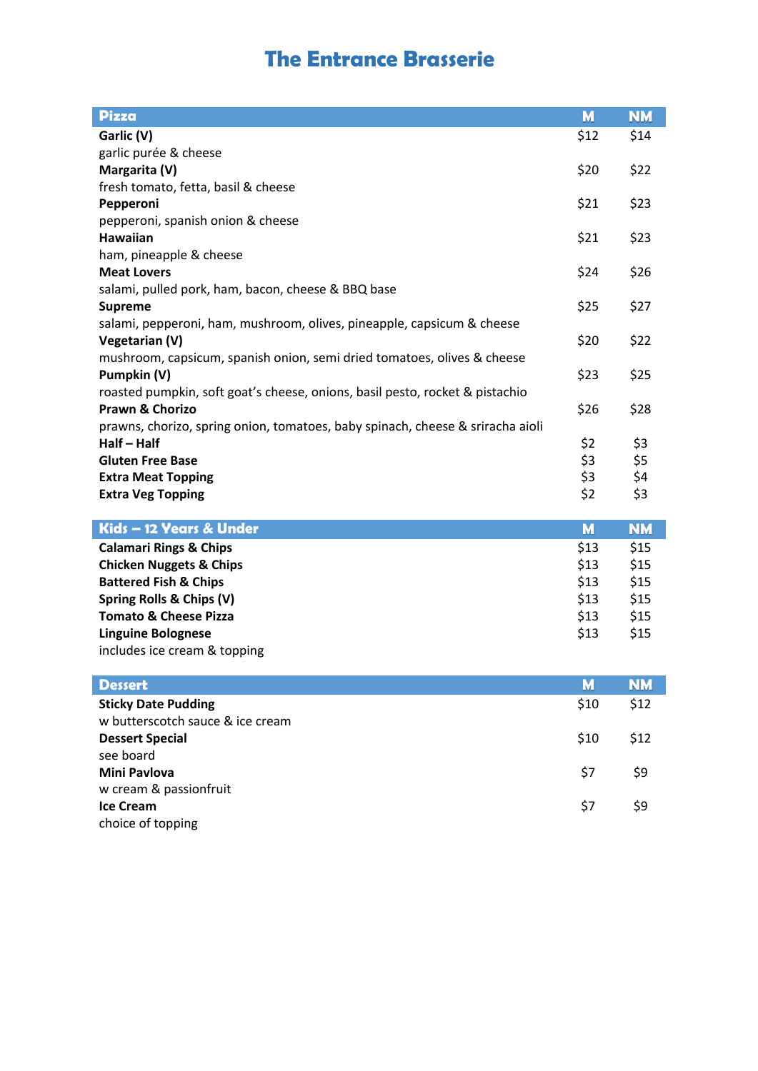# The Entrance Brasserie

| Pizza | M | NM |
|---|---|---|
| **Garlic (V)**<br>garlic purée & cheese | $12 | $14 |
| **Margarita (V)**<br>fresh tomato, fetta, basil & cheese | $20 | $22 |
| **Pepperoni**<br>pepperoni, spanish onion & cheese | $21 | $23 |
| **Hawaiian**<br>ham, pineapple & cheese | $21 | $23 |
| **Meat Lovers**<br>salami, pulled pork, ham, bacon, cheese & BBQ base | $24 | $26 |
| **Supreme**<br>salami, pepperoni, ham, mushroom, olives, pineapple, capsicum & cheese | $25 | $27 |
| **Vegetarian (V)**<br>mushroom, capsicum, spanish onion, semi dried tomatoes, olives & cheese | $20 | $22 |
| **Pumpkin (V)**<br>roasted pumpkin, soft goat's cheese, onions, basil pesto, rocket & pistachio | $23 | $25 |
| **Prawn & Chorizo**<br>prawns, chorizo, spring onion, tomatoes, baby spinach, cheese & sriracha aioli | $26 | $28 |
| **Half – Half** | $2 | $3 |
| **Gluten Free Base** | $3 | $5 |
| **Extra Meat Topping** | $3 | $4 |
| **Extra Veg Topping** | $2 | $3 |

| Kids – 12 Years & Under | M | NM |
|---|---|---|
| **Calamari Rings & Chips** | $13 | $15 |
| **Chicken Nuggets & Chips** | $13 | $15 |
| **Battered Fish & Chips** | $13 | $15 |
| **Spring Rolls & Chips (V)** | $13 | $15 |
| **Tomato & Cheese Pizza** | $13 | $15 |
| **Linguine Bolognese** | $13 | $15 |

includes ice cream & topping

| Dessert | M | NM |
|---|---|---|
| **Sticky Date Pudding**<br>w butterscotch sauce & ice cream | $10 | $12 |
| **Dessert Special**<br>see board | $10 | $12 |
| **Mini Pavlova**<br>w cream & passionfruit | $7 | $9 |
| **Ice Cream**<br>choice of topping | $7 | $9 |